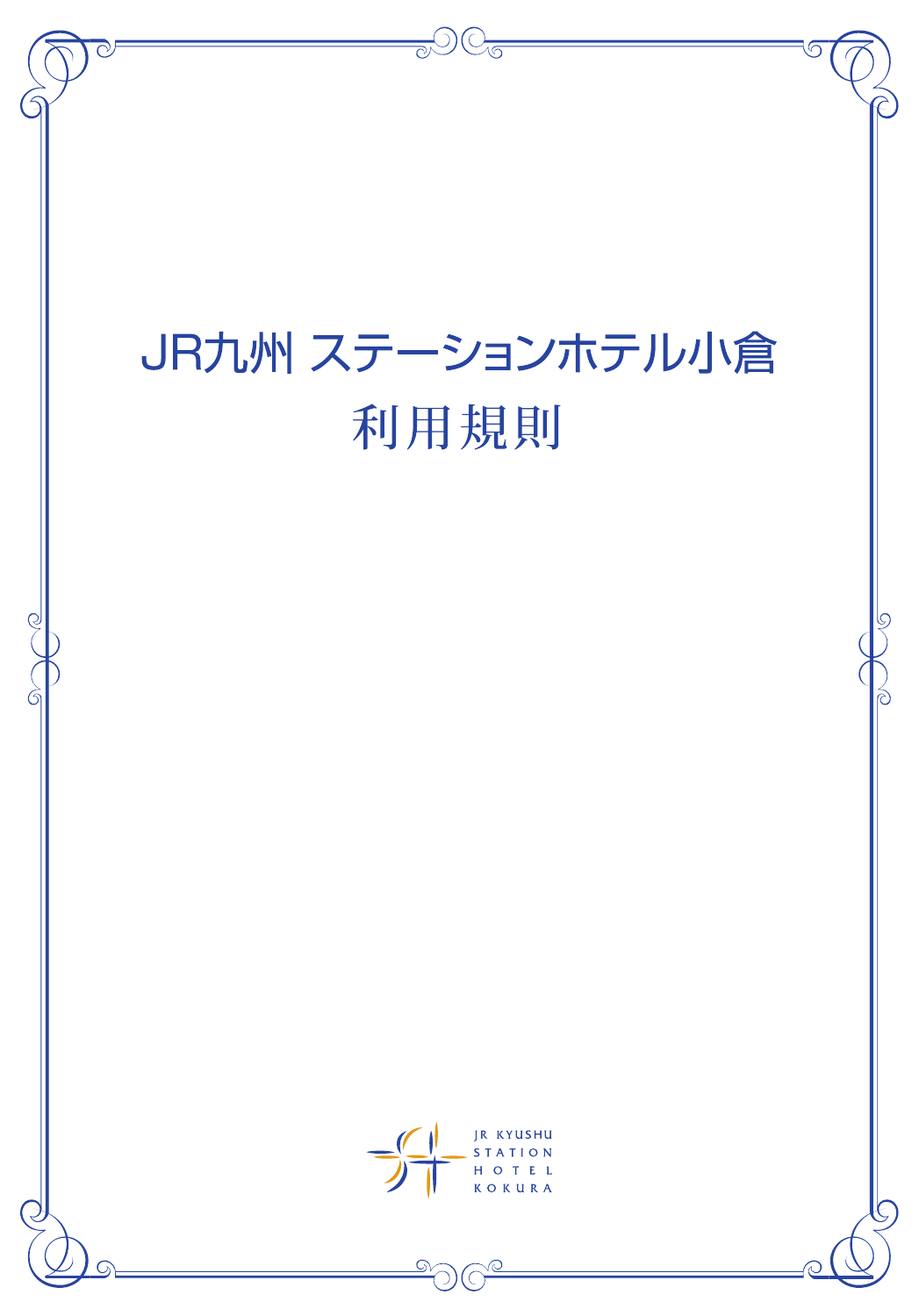# JR九州 ステーションホテル小倉

# 利用規則

JR KYUSHU
STATION
HOTEL
KOKURA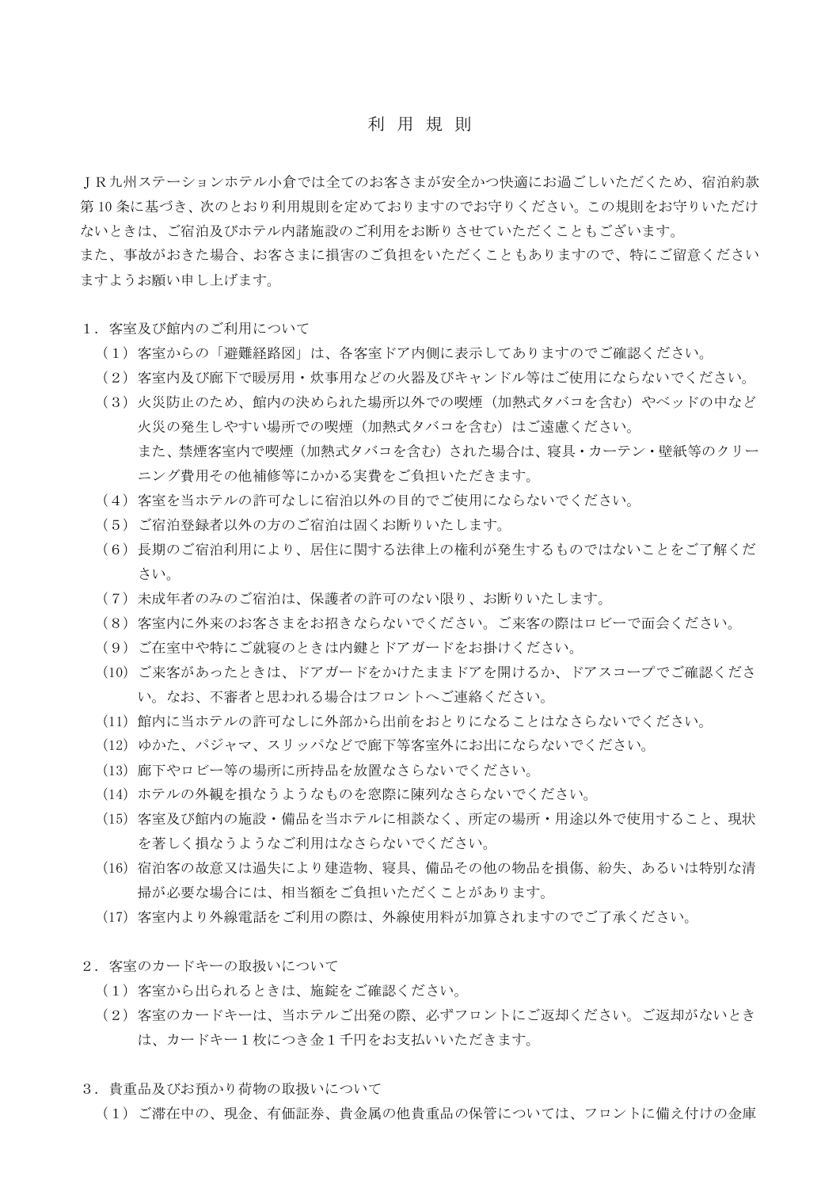# 利 用 規 則

ＪＲ九州ステーションホテル小倉では全てのお客さまが安全かつ快適にお過ごしいただくため、宿泊約款第10条に基づき、次のとおり利用規則を定めておりますのでお守りください。この規則をお守りいただけないときは、ご宿泊及びホテル内諸施設のご利用をお断りさせていただくこともございます。
また、事故がおきた場合、お客さまに損害のご負担をいただくこともありますので、特にご留意くださいますようお願い申し上げます。

１．客室及び館内のご利用について

（１）客室からの「避難経路図」は、各客室ドア内側に表示してありますのでご確認ください。

（２）客室内及び廊下で暖房用・炊事用などの火器及びキャンドル等はご使用にならないでください。

（３）火災防止のため、館内の決められた場所以外での喫煙（加熱式タバコを含む）やベッドの中など火災の発生しやすい場所での喫煙（加熱式タバコを含む）はご遠慮ください。
また、禁煙客室内で喫煙（加熱式タバコを含む）された場合は、寝具・カーテン・壁紙等のクリーニング費用その他補修等にかかる実費をご負担いただきます。

（４）客室を当ホテルの許可なしに宿泊以外の目的でご使用にならないでください。

（５）ご宿泊登録者以外の方のご宿泊は固くお断りいたします。

（６）長期のご宿泊利用により、居住に関する法律上の権利が発生するものではないことをご了解ください。

（７）未成年者のみのご宿泊は、保護者の許可のない限り、お断りいたします。

（８）客室内に外来のお客さまをお招きならないでください。ご来客の際はロビーで面会ください。

（９）ご在室中や特にご就寝のときは内鍵とドアガードをお掛けください。

（10）ご来客があったときは、ドアガードをかけたままドアを開けるか、ドアスコープでご確認ください。なお、不審者と思われる場合はフロントへご連絡ください。

（11）館内に当ホテルの許可なしに外部から出前をおとりになることはなさらないでください。

（12）ゆかた、パジャマ、スリッパなどで廊下等客室外にお出にならないでください。

（13）廊下やロビー等の場所に所持品を放置なさらないでください。

（14）ホテルの外観を損なうようなものを窓際に陳列なさらないでください。

（15）客室及び館内の施設・備品を当ホテルに相談なく、所定の場所・用途以外で使用すること、現状を著しく損なうようなご利用はなさらないでください。

（16）宿泊客の故意又は過失により建造物、寝具、備品その他の物品を損傷、紛失、あるいは特別な清掃が必要な場合には、相当額をご負担いただくことがあります。

（17）客室内より外線電話をご利用の際は、外線使用料が加算されますのでご了承ください。

２．客室のカードキーの取扱いについて

（１）客室から出られるときは、施錠をご確認ください。

（２）客室のカードキーは、当ホテルご出発の際、必ずフロントにご返却ください。ご返却がないときは、カードキー１枚につき金１千円をお支払いいただきます。

３．貴重品及びお預かり荷物の取扱いについて

（１）ご滞在中の、現金、有価証券、貴金属の他貴重品の保管については、フロントに備え付けの金庫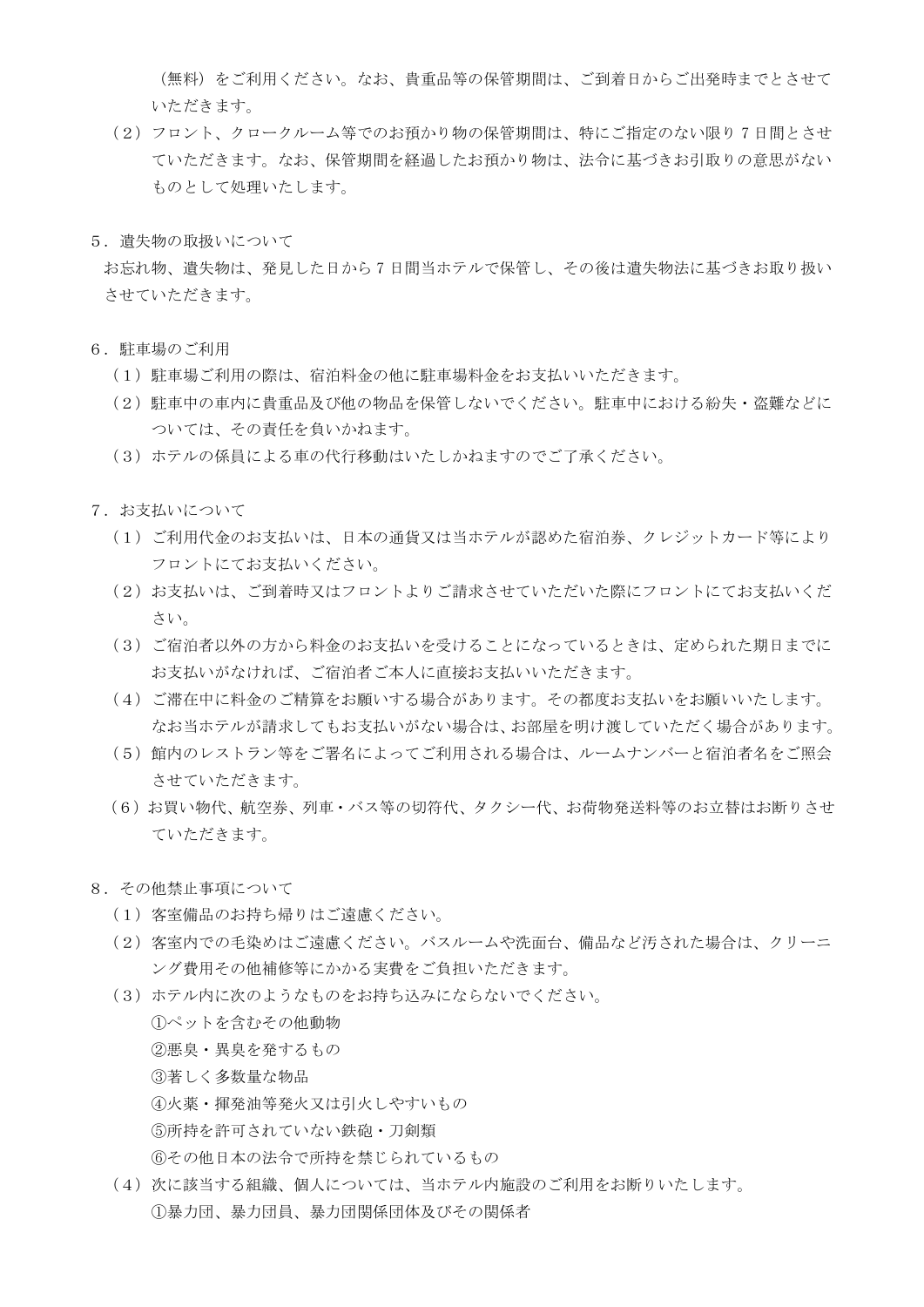（無料）をご利用ください。なお、貴重品等の保管期間は、ご到着日からご出発時までとさせていただきます。

（2）フロント、クロークルーム等でのお預かり物の保管期間は、特にご指定のない限り 7 日間とさせていただきます。なお、保管期間を経過したお預かり物は、法令に基づきお引取りの意思がないものとして処理いたします。

5．遺失物の取扱いについて

お忘れ物、遺失物は、発見した日から 7 日間当ホテルで保管し、その後は遺失物法に基づきお取り扱いさせていただきます。

6．駐車場のご利用

（1）駐車場ご利用の際は、宿泊料金の他に駐車場料金をお支払いいただきます。

（2）駐車中の車内に貴重品及び他の物品を保管しないでください。駐車中における紛失・盗難などについては、その責任を負いかねます。

（3）ホテルの係員による車の代行移動はいたしかねますのでご了承ください。

7．お支払いについて

（1）ご利用代金のお支払いは、日本の通貨又は当ホテルが認めた宿泊券、クレジットカード等によりフロントにてお支払いください。

（2）お支払いは、ご到着時又はフロントよりご請求させていただいた際にフロントにてお支払いください。

（3）ご宿泊者以外の方から料金のお支払いを受けることになっているときは、定められた期日までにお支払いがなければ、ご宿泊者ご本人に直接お支払いいただきます。

（4）ご滞在中に料金のご精算をお願いする場合があります。その都度お支払いをお願いいたします。なお当ホテルが請求してもお支払いがない場合は、お部屋を明け渡していただく場合があります。

（5）館内のレストラン等をご署名によってご利用される場合は、ルームナンバーと宿泊者名をご照会させていただきます。

（6）お買い物代、航空券、列車・バス等の切符代、タクシー代、お荷物発送料等のお立替はお断りさせていただきます。

8．その他禁止事項について

（1）客室備品のお持ち帰りはご遠慮ください。

（2）客室内での毛染めはご遠慮ください。バスルームや洗面台、備品など汚された場合は、クリーニング費用その他補修等にかかる実費をご負担いただきます。

（3）ホテル内に次のようなものをお持ち込みにならないでください。

①ペットを含むその他動物
②悪臭・異臭を発するもの
③著しく多数量な物品
④火薬・揮発油等発火又は引火しやすいもの
⑤所持を許可されていない鉄砲・刀剣類
⑥その他日本の法令で所持を禁じられているもの

（4）次に該当する組織、個人については、当ホテル内施設のご利用をお断りいたします。

①暴力団、暴力団員、暴力団関係団体及びその関係者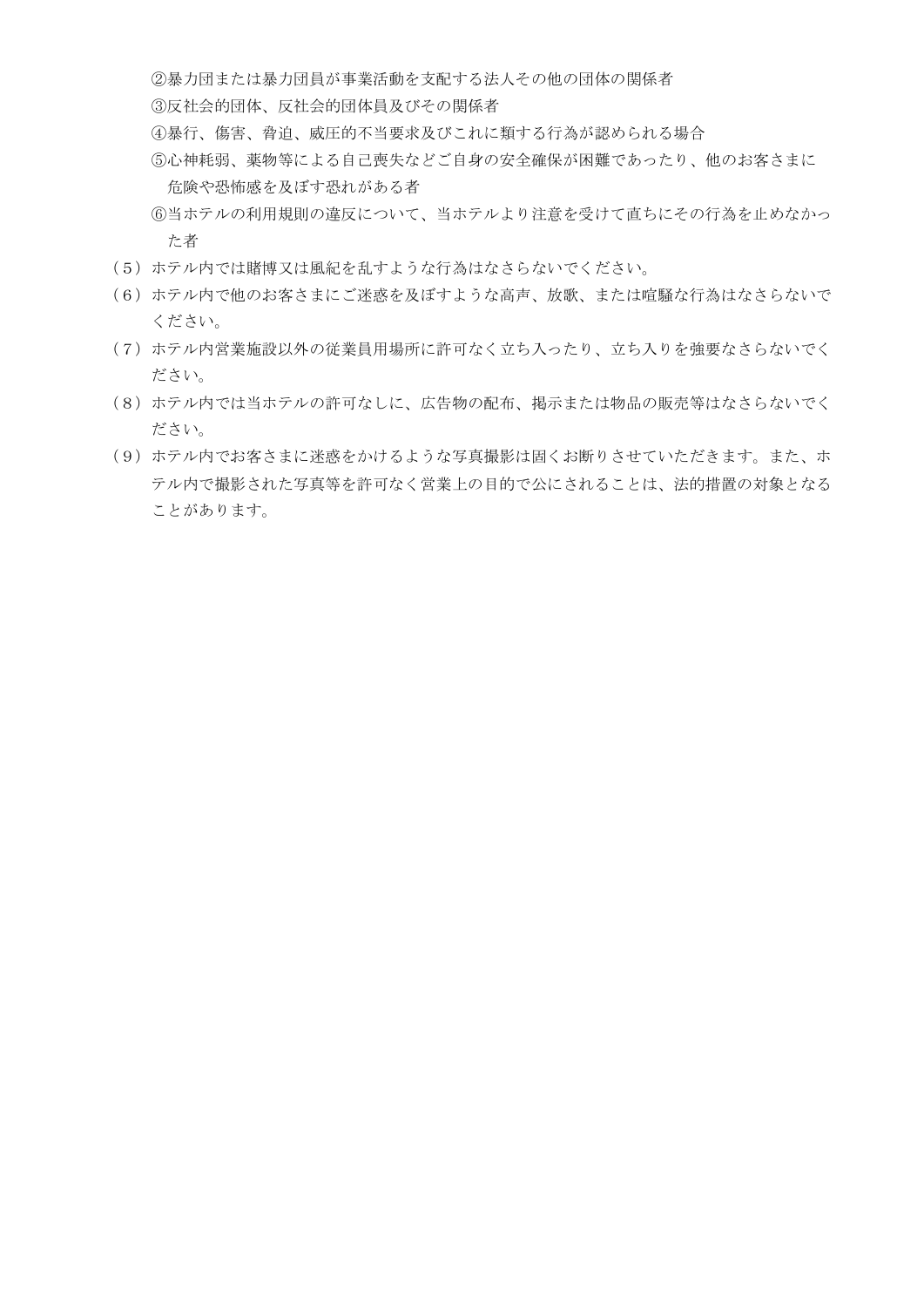②暴力団または暴力団員が事業活動を支配する法人その他の団体の関係者

③反社会的団体、反社会的団体員及びその関係者

④暴行、傷害、脅迫、威圧的不当要求及びこれに類する行為が認められる場合

⑤心神耗弱、薬物等による自己喪失などご自身の安全確保が困難であったり、他のお客さまに危険や恐怖感を及ぼす恐れがある者

⑥当ホテルの利用規則の違反について、当ホテルより注意を受けて直ちにその行為を止めなかった者

（５）ホテル内では賭博又は風紀を乱すような行為はなさらないでください。

（６）ホテル内で他のお客さまにご迷惑を及ぼすような高声、放歌、または喧騒な行為はなさらないでください。

（７）ホテル内営業施設以外の従業員用場所に許可なく立ち入ったり、立ち入りを強要なさらないでください。

（８）ホテル内では当ホテルの許可なしに、広告物の配布、掲示または物品の販売等はなさらないでください。

（９）ホテル内でお客さまに迷惑をかけるような写真撮影は固くお断りさせていただきます。また、ホテル内で撮影された写真等を許可なく営業上の目的で公にされることは、法的措置の対象となることがあります。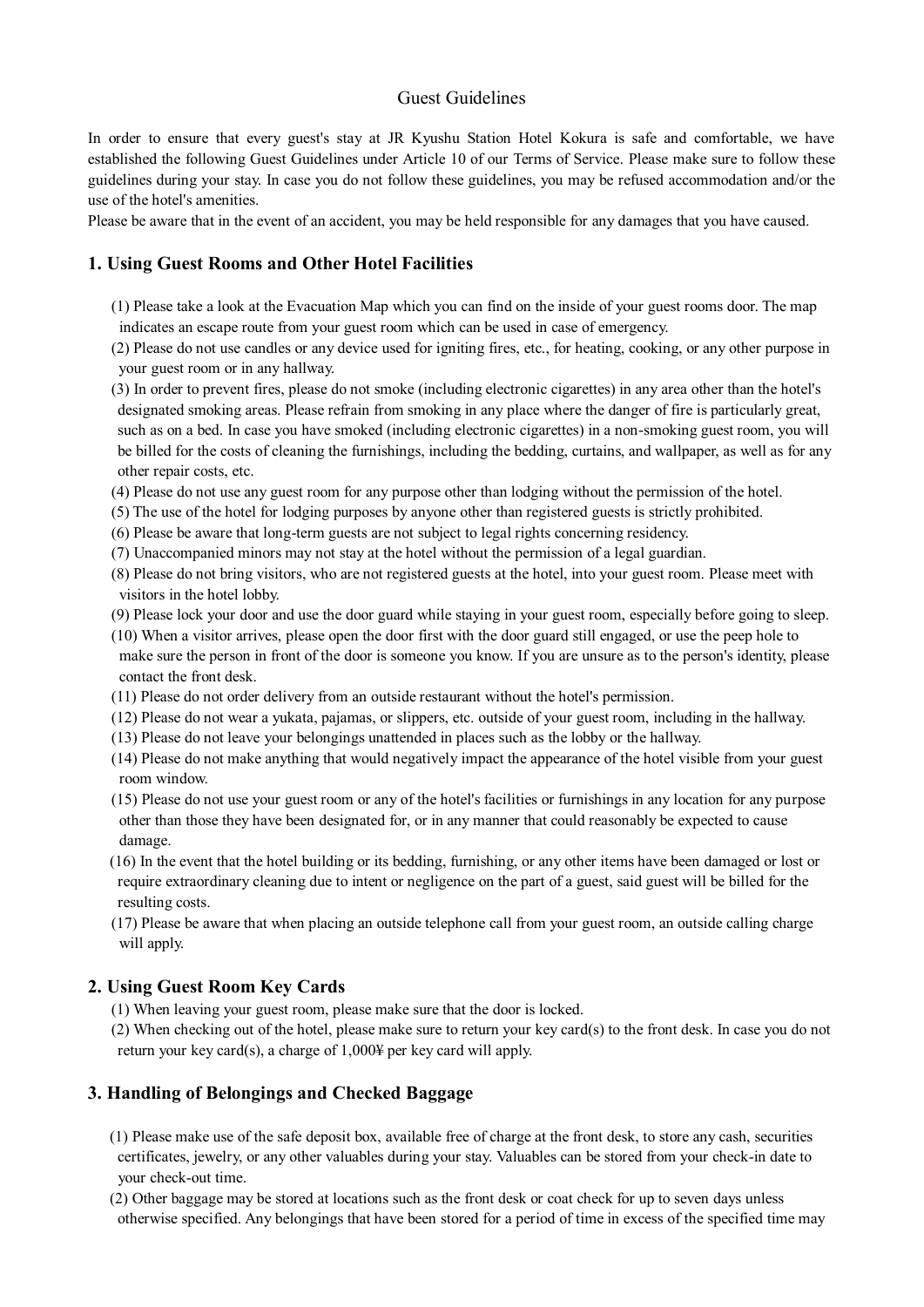# Guest Guidelines

In order to ensure that every guest's stay at JR Kyushu Station Hotel Kokura is safe and comfortable, we have established the following Guest Guidelines under Article 10 of our Terms of Service. Please make sure to follow these guidelines during your stay. In case you do not follow these guidelines, you may be refused accommodation and/or the use of the hotel's amenities.

Please be aware that in the event of an accident, you may be held responsible for any damages that you have caused.

## 1. Using Guest Rooms and Other Hotel Facilities

(1) Please take a look at the Evacuation Map which you can find on the inside of your guest rooms door. The map indicates an escape route from your guest room which can be used in case of emergency.

(2) Please do not use candles or any device used for igniting fires, etc., for heating, cooking, or any other purpose in your guest room or in any hallway.

(3) In order to prevent fires, please do not smoke (including electronic cigarettes) in any area other than the hotel's designated smoking areas. Please refrain from smoking in any place where the danger of fire is particularly great, such as on a bed. In case you have smoked (including electronic cigarettes) in a non-smoking guest room, you will be billed for the costs of cleaning the furnishings, including the bedding, curtains, and wallpaper, as well as for any other repair costs, etc.

(4) Please do not use any guest room for any purpose other than lodging without the permission of the hotel.

(5) The use of the hotel for lodging purposes by anyone other than registered guests is strictly prohibited.

(6) Please be aware that long-term guests are not subject to legal rights concerning residency.

(7) Unaccompanied minors may not stay at the hotel without the permission of a legal guardian.

(8) Please do not bring visitors, who are not registered guests at the hotel, into your guest room. Please meet with visitors in the hotel lobby.

(9) Please lock your door and use the door guard while staying in your guest room, especially before going to sleep.

(10) When a visitor arrives, please open the door first with the door guard still engaged, or use the peep hole to make sure the person in front of the door is someone you know. If you are unsure as to the person's identity, please contact the front desk.

(11) Please do not order delivery from an outside restaurant without the hotel's permission.

(12) Please do not wear a yukata, pajamas, or slippers, etc. outside of your guest room, including in the hallway.

(13) Please do not leave your belongings unattended in places such as the lobby or the hallway.

(14) Please do not make anything that would negatively impact the appearance of the hotel visible from your guest room window.

(15) Please do not use your guest room or any of the hotel's facilities or furnishings in any location for any purpose other than those they have been designated for, or in any manner that could reasonably be expected to cause damage.

(16) In the event that the hotel building or its bedding, furnishing, or any other items have been damaged or lost or require extraordinary cleaning due to intent or negligence on the part of a guest, said guest will be billed for the resulting costs.

(17) Please be aware that when placing an outside telephone call from your guest room, an outside calling charge will apply.

## 2. Using Guest Room Key Cards

(1) When leaving your guest room, please make sure that the door is locked.

(2) When checking out of the hotel, please make sure to return your key card(s) to the front desk. In case you do not return your key card(s), a charge of 1,000¥ per key card will apply.

## 3. Handling of Belongings and Checked Baggage

(1) Please make use of the safe deposit box, available free of charge at the front desk, to store any cash, securities certificates, jewelry, or any other valuables during your stay. Valuables can be stored from your check-in date to your check-out time.

(2) Other baggage may be stored at locations such as the front desk or coat check for up to seven days unless otherwise specified. Any belongings that have been stored for a period of time in excess of the specified time may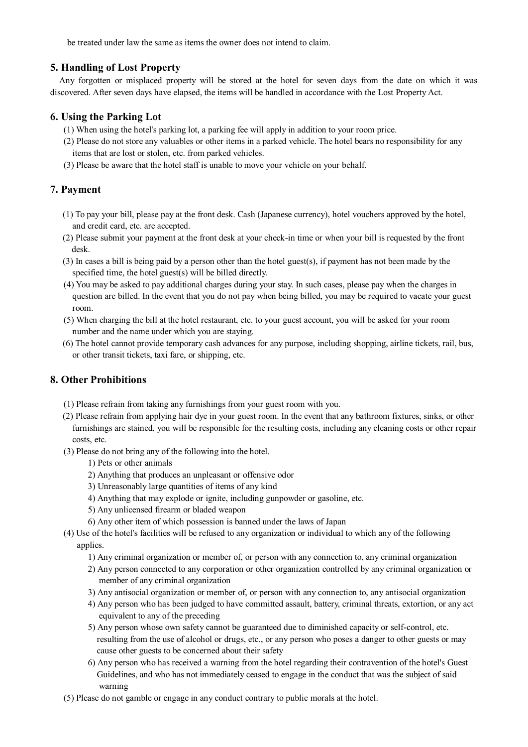be treated under law the same as items the owner does not intend to claim.

## 5. Handling of Lost Property

Any forgotten or misplaced property will be stored at the hotel for seven days from the date on which it was discovered. After seven days have elapsed, the items will be handled in accordance with the Lost Property Act.

## 6. Using the Parking Lot

(1) When using the hotel's parking lot, a parking fee will apply in addition to your room price.

(2) Please do not store any valuables or other items in a parked vehicle. The hotel bears no responsibility for any items that are lost or stolen, etc. from parked vehicles.

(3) Please be aware that the hotel staff is unable to move your vehicle on your behalf.

## 7. Payment

(1) To pay your bill, please pay at the front desk. Cash (Japanese currency), hotel vouchers approved by the hotel, and credit card, etc. are accepted.

(2) Please submit your payment at the front desk at your check-in time or when your bill is requested by the front desk.

(3) In cases a bill is being paid by a person other than the hotel guest(s), if payment has not been made by the specified time, the hotel guest(s) will be billed directly.

(4) You may be asked to pay additional charges during your stay. In such cases, please pay when the charges in question are billed. In the event that you do not pay when being billed, you may be required to vacate your guest room.

(5) When charging the bill at the hotel restaurant, etc. to your guest account, you will be asked for your room number and the name under which you are staying.

(6) The hotel cannot provide temporary cash advances for any purpose, including shopping, airline tickets, rail, bus, or other transit tickets, taxi fare, or shipping, etc.

## 8. Other Prohibitions

(1) Please refrain from taking any furnishings from your guest room with you.

(2) Please refrain from applying hair dye in your guest room. In the event that any bathroom fixtures, sinks, or other furnishings are stained, you will be responsible for the resulting costs, including any cleaning costs or other repair costs, etc.

(3) Please do not bring any of the following into the hotel.

1) Pets or other animals
2) Anything that produces an unpleasant or offensive odor
3) Unreasonably large quantities of items of any kind
4) Anything that may explode or ignite, including gunpowder or gasoline, etc.
5) Any unlicensed firearm or bladed weapon
6) Any other item of which possession is banned under the laws of Japan

(4) Use of the hotel's facilities will be refused to any organization or individual to which any of the following applies.

1) Any criminal organization or member of, or person with any connection to, any criminal organization
2) Any person connected to any corporation or other organization controlled by any criminal organization or member of any criminal organization
3) Any antisocial organization or member of, or person with any connection to, any antisocial organization
4) Any person who has been judged to have committed assault, battery, criminal threats, extortion, or any act equivalent to any of the preceding
5) Any person whose own safety cannot be guaranteed due to diminished capacity or self-control, etc. resulting from the use of alcohol or drugs, etc., or any person who poses a danger to other guests or may cause other guests to be concerned about their safety
6) Any person who has received a warning from the hotel regarding their contravention of the hotel's Guest Guidelines, and who has not immediately ceased to engage in the conduct that was the subject of said warning

(5) Please do not gamble or engage in any conduct contrary to public morals at the hotel.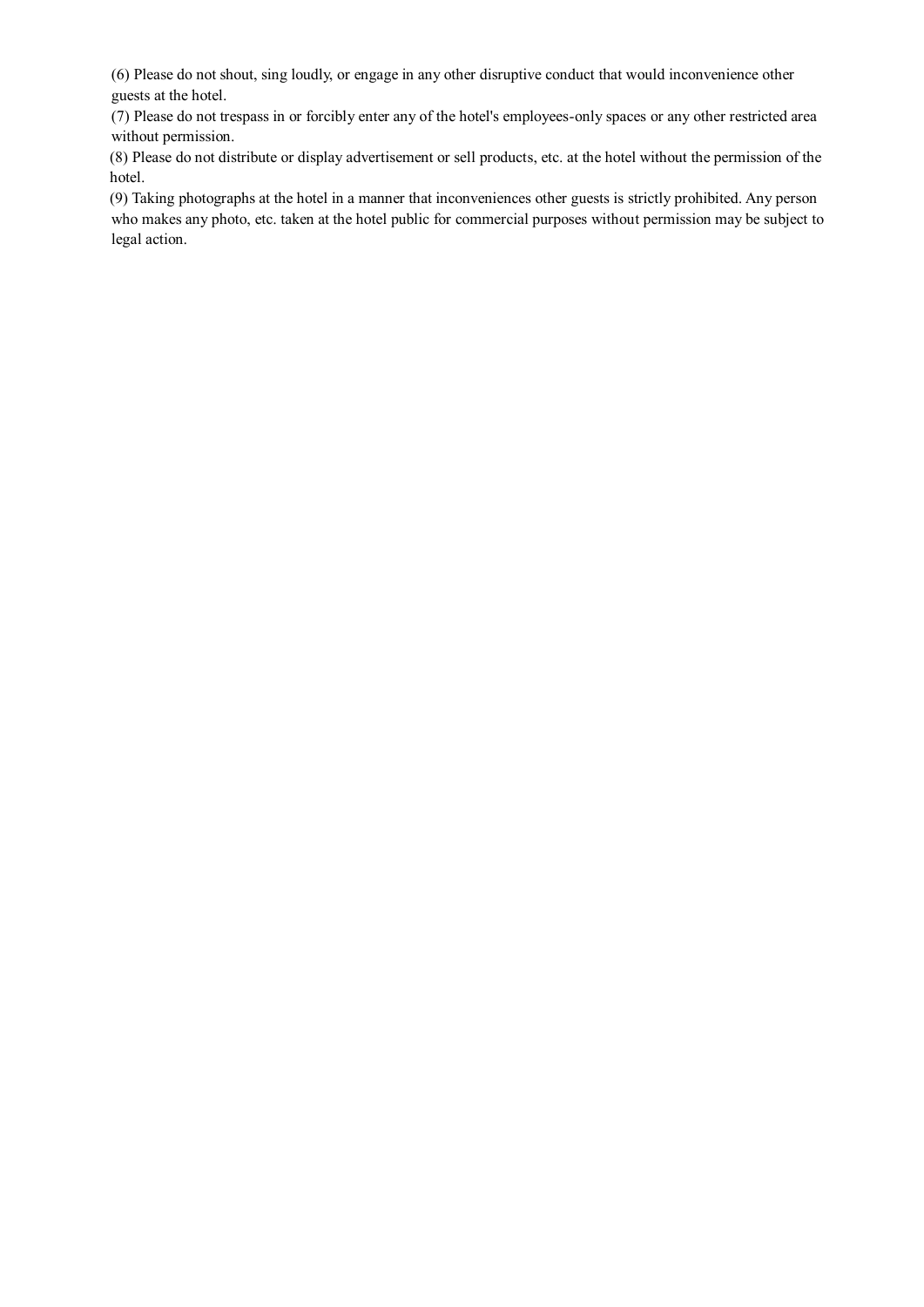(6) Please do not shout, sing loudly, or engage in any other disruptive conduct that would inconvenience other guests at the hotel.

(7) Please do not trespass in or forcibly enter any of the hotel's employees-only spaces or any other restricted area without permission.

(8) Please do not distribute or display advertisement or sell products, etc. at the hotel without the permission of the hotel.

(9) Taking photographs at the hotel in a manner that inconveniences other guests is strictly prohibited. Any person who makes any photo, etc. taken at the hotel public for commercial purposes without permission may be subject to legal action.